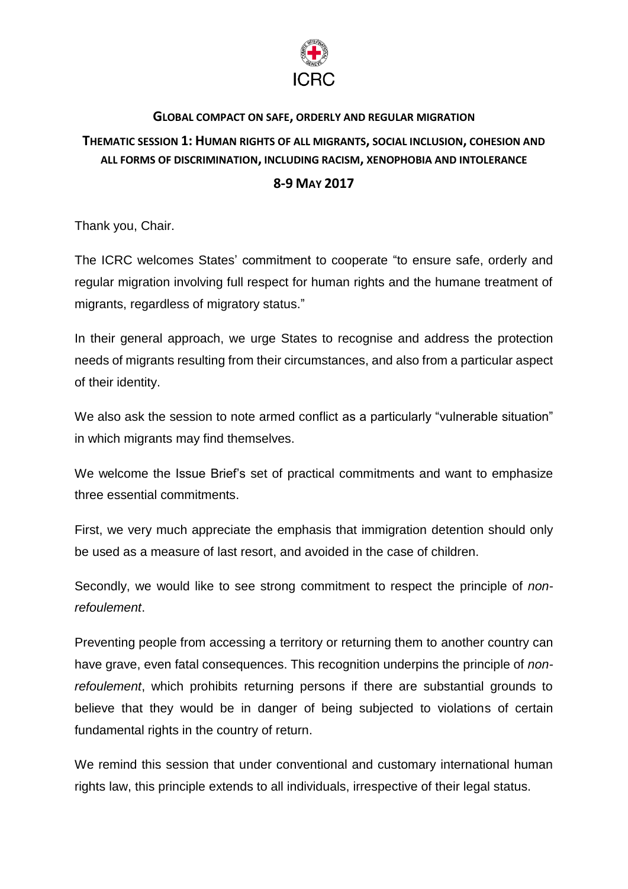ICRC

## GLOBAL COMPACT ON SAFE, ORDERLY AND REGULAR MIGRATION

## THEMATIC SESSION 1: HUMAN RIGHTS OF ALL MIGRANTS, SOCIAL INCLUSION, COHESION AND ALL FORMS OF DISCRIMINATION, INCLUDING RACISM, XENOPHOBIA AND INTOLERANCE

## 8-9 MAY 2017

Thank you, Chair.

The ICRC welcomes States' commitment to cooperate "to ensure safe, orderly and regular migration involving full respect for human rights and the humane treatment of migrants, regardless of migratory status."

In their general approach, we urge States to recognise and address the protection needs of migrants resulting from their circumstances, and also from a particular aspect of their identity.

We also ask the session to note armed conflict as a particularly "vulnerable situation" in which migrants may find themselves.

We welcome the Issue Brief's set of practical commitments and want to emphasize three essential commitments.

First, we very much appreciate the emphasis that immigration detention should only be used as a measure of last resort, and avoided in the case of children.

Secondly, we would like to see strong commitment to respect the principle of *non-refoulement*.

Preventing people from accessing a territory or returning them to another country can have grave, even fatal consequences. This recognition underpins the principle of *non-refoulement*, which prohibits returning persons if there are substantial grounds to believe that they would be in danger of being subjected to violations of certain fundamental rights in the country of return.

We remind this session that under conventional and customary international human rights law, this principle extends to all individuals, irrespective of their legal status.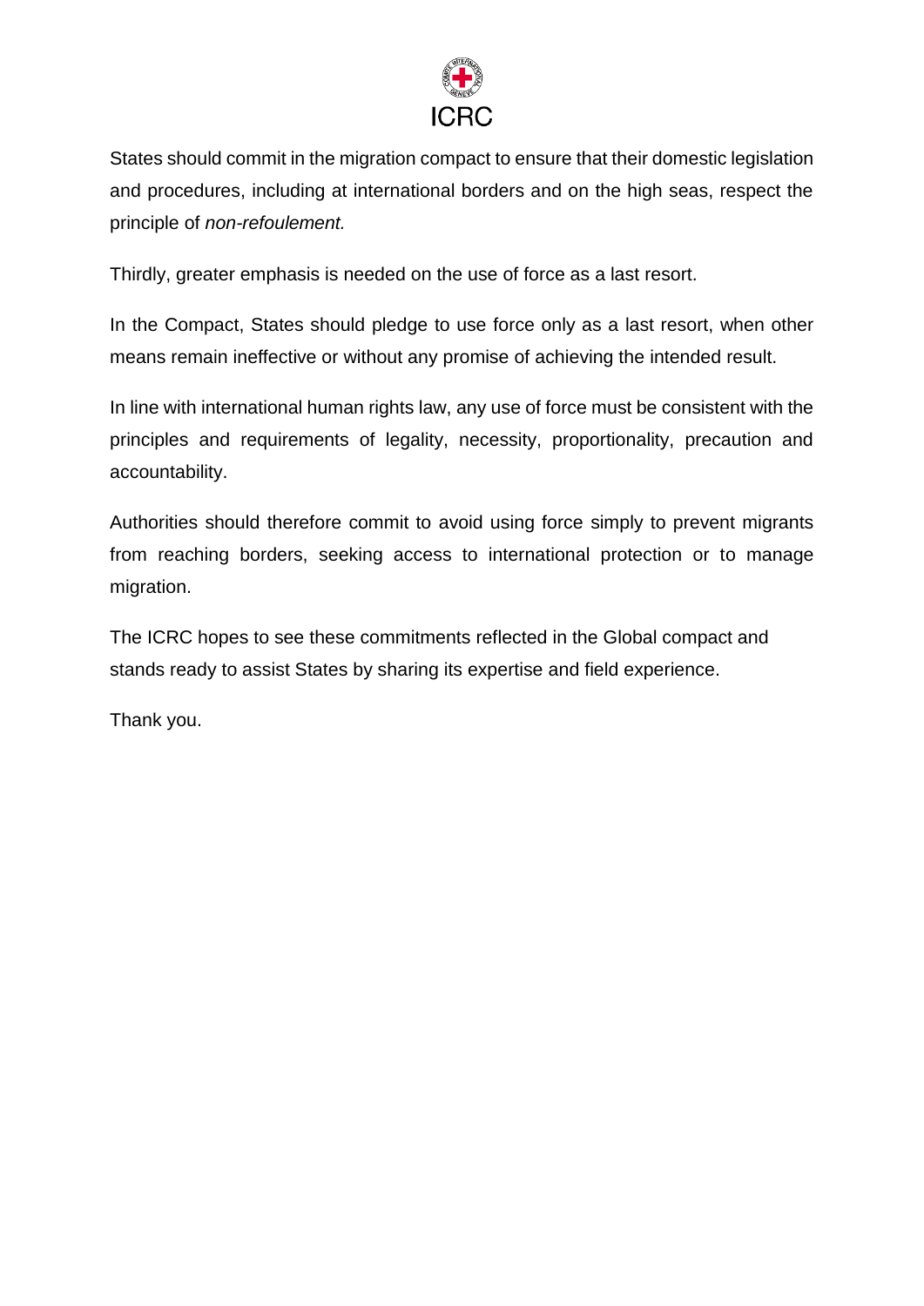States should commit in the migration compact to ensure that their domestic legislation and procedures, including at international borders and on the high seas, respect the principle of *non-refoulement.*

Thirdly, greater emphasis is needed on the use of force as a last resort.

In the Compact, States should pledge to use force only as a last resort, when other means remain ineffective or without any promise of achieving the intended result.

In line with international human rights law, any use of force must be consistent with the principles and requirements of legality, necessity, proportionality, precaution and accountability.

Authorities should therefore commit to avoid using force simply to prevent migrants from reaching borders, seeking access to international protection or to manage migration.

The ICRC hopes to see these commitments reflected in the Global compact and stands ready to assist States by sharing its expertise and field experience.

Thank you.